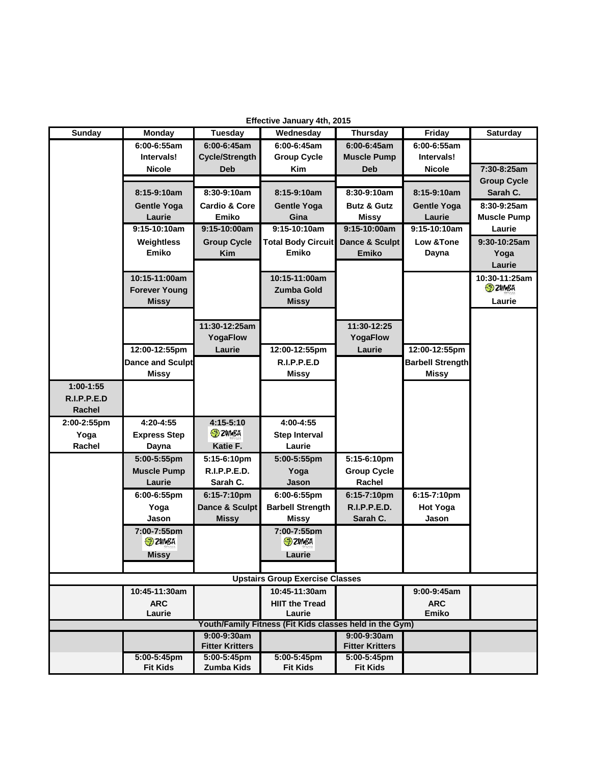**Effective January 4th, 2015**

| Sunday | Monday | Tuesday | Wednesday | Thursday | Friday | Saturday |
|---|---|---|---|---|---|---|
| | 6:00-6:55am Intervals! Nicole | 6:00-6:45am Cycle/Strength Deb | 6:00-6:45am Group Cycle Kim | 6:00-6:45am Muscle Pump Deb | 6:00-6:55am Intervals! Nicole | |
| | | | | | | 7:30-8:25am Group Cycle Sarah C. |
| | 8:15-9:10am Gentle Yoga Laurie | 8:30-9:10am Cardio & Core Emiko | 8:15-9:10am Gentle Yoga Gina | 8:30-9:10am Butz & Gutz Missy | 8:15-9:10am Gentle Yoga Laurie | 8:30-9:25am Muscle Pump Laurie |
| | 9:15-10:10am Weightless Emiko | 9:15-10:00am Group Cycle Kim | 9:15-10:10am Total Body Circuit Emiko | 9:15-10:00am Dance & Sculpt Emiko | 9:15-10:10am Low &Tone Dayna | 9:30-10:25am Yoga Laurie |
| | 10:15-11:00am Forever Young Missy | | 10:15-11:00am Zumba Gold Missy | | | 10:30-11:25am Zumba Laurie |
| | | 11:30-12:25am YogaFlow Laurie | | 11:30-12:25 YogaFlow Laurie | | |
| | 12:00-12:55pm Dance and Sculpt Missy | | 12:00-12:55pm R.I.P.P.E.D Missy | | 12:00-12:55pm Barbell Strength Missy | |
| 1:00-1:55 R.I.P.P.E.D Rachel | | | | | | |
| 2:00-2:55pm Yoga Rachel | 4:20-4:55 Express Step Dayna | 4:15-5:10 Zumba Katie F. | 4:00-4:55 Step Interval Laurie | | | |
| | 5:00-5:55pm Muscle Pump Laurie | 5:15-6:10pm R.I.P.P.E.D. Sarah C. | 5:00-5:55pm Yoga Jason | 5:15-6:10pm Group Cycle Rachel | | |
| | 6:00-6:55pm Yoga Jason | 6:15-7:10pm Dance & Sculpt Missy | 6:00-6:55pm Barbell Strength Missy | 6:15-7:10pm R.I.P.P.E.D. Sarah C. | 6:15-7:10pm Hot Yoga Jason | |
| | 7:00-7:55pm Zumba Missy | | 7:00-7:55pm Zumba Laurie | | | |
| **Upstairs Group Exercise Classes** | | | | | | |
| | 10:45-11:30am ARC Laurie | | 10:45-11:30am HIIT the Tread Laurie | | 9:00-9:45am ARC Emiko | |
| **Youth/Family Fitness (Fit Kids classes held in the Gym)** | | | | | | |
| | | 9:00-9:30am Fitter Kritters | | 9:00-9:30am Fitter Kritters | | |
| | 5:00-5:45pm Fit Kids | 5:00-5:45pm Zumba Kids | 5:00-5:45pm Fit Kids | 5:00-5:45pm Fit Kids | | |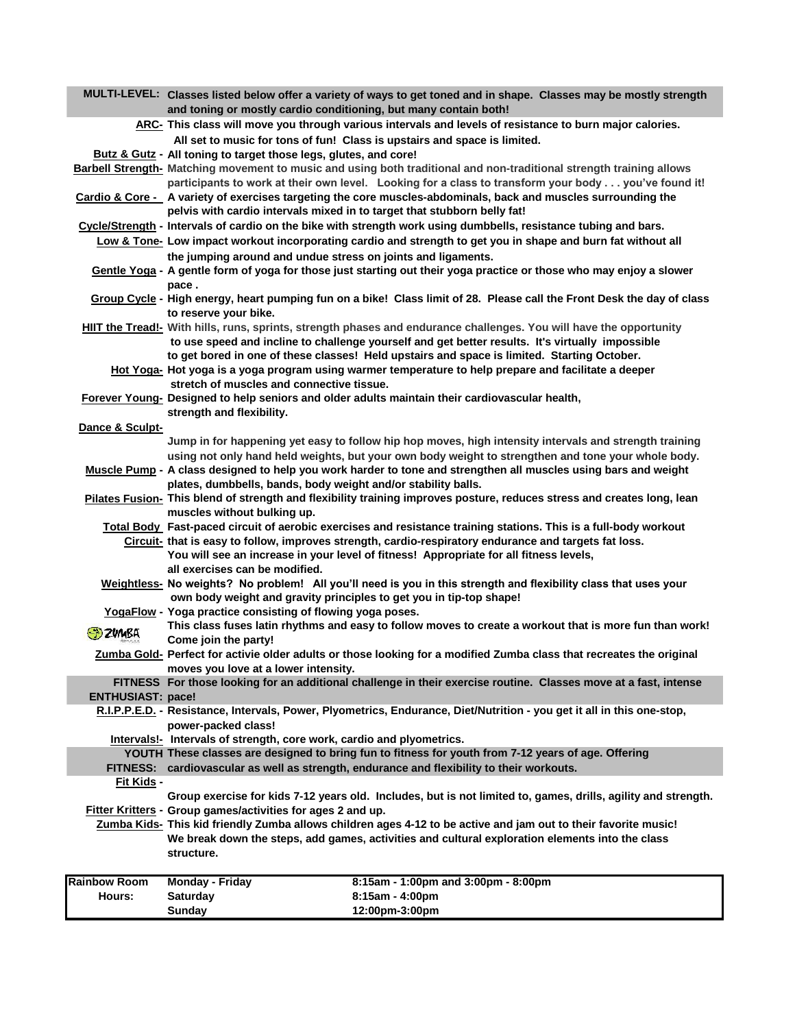**MULTI-LEVEL:** Classes listed below offer a variety of ways to get toned and in shape. Classes may be mostly strength and toning or mostly cardio conditioning, but many contain both!

**ARC-** This class will move you through various intervals and levels of resistance to burn major calories. All set to music for tons of fun! Class is upstairs and space is limited.

**Butz & Gutz -** All toning to target those legs, glutes, and core!

**Barbell Strength-** Matching movement to music and using both traditional and non-traditional strength training allows participants to work at their own level. Looking for a class to transform your body . . . you've found it!

**Cardio & Core -** A variety of exercises targeting the core muscles-abdominals, back and muscles surrounding the pelvis with cardio intervals mixed in to target that stubborn belly fat!

**Cycle/Strength -** Intervals of cardio on the bike with strength work using dumbbells, resistance tubing and bars.

**Low & Tone-** Low impact workout incorporating cardio and strength to get you in shape and burn fat without all the jumping around and undue stress on joints and ligaments.

**Gentle Yoga -** A gentle form of yoga for those just starting out their yoga practice or those who may enjoy a slower pace .

**Group Cycle -** High energy, heart pumping fun on a bike! Class limit of 28. Please call the Front Desk the day of class to reserve your bike.

**HIIT the Tread!-** With hills, runs, sprints, strength phases and endurance challenges. You will have the opportunity to use speed and incline to challenge yourself and get better results. It's virtually impossible to get bored in one of these classes! Held upstairs and space is limited. Starting October.

**Hot Yoga-** Hot yoga is a yoga program using warmer temperature to help prepare and facilitate a deeper stretch of muscles and connective tissue.

**Forever Young-** Designed to help seniors and older adults maintain their cardiovascular health, strength and flexibility.

**Dance & Sculpt-** Jump in for happening yet easy to follow hip hop moves, high intensity intervals and strength training using not only hand held weights, but your own body weight to strengthen and tone your whole body.

**Muscle Pump -** A class designed to help you work harder to tone and strengthen all muscles using bars and weight plates, dumbbells, bands, body weight and/or stability balls.

**Pilates Fusion-** This blend of strength and flexibility training improves posture, reduces stress and creates long, lean muscles without bulking up.

**Total Body Circuit-** Fast-paced circuit of aerobic exercises and resistance training stations. This is a full-body workout that is easy to follow, improves strength, cardio-respiratory endurance and targets fat loss. You will see an increase in your level of fitness! Appropriate for all fitness levels, all exercises can be modified.

**Weightless-** No weights? No problem! All you'll need is you in this strength and flexibility class that uses your own body weight and gravity principles to get you in tip-top shape!

**YogaFlow -** Yoga practice consisting of flowing yoga poses.

**ZUMBA** This class fuses latin rhythms and easy to follow moves to create a workout that is more fun than work! Come join the party!

**Zumba Gold-** Perfect for activie older adults or those looking for a modified Zumba class that recreates the original moves you love at a lower intensity.

**FITNESS ENTHUSIAST:** For those looking for an additional challenge in their exercise routine. Classes move at a fast, intense pace!

**R.I.P.P.E.D. -** Resistance, Intervals, Power, Plyometrics, Endurance, Diet/Nutrition - you get it all in this one-stop, power-packed class!

**Intervals!-** Intervals of strength, core work, cardio and plyometrics.

**YOUTH FITNESS:** These classes are designed to bring fun to fitness for youth from 7-12 years of age. Offering cardiovascular as well as strength, endurance and flexibility to their workouts.

**Fit Kids -** Group exercise for kids 7-12 years old. Includes, but is not limited to, games, drills, agility and strength.

**Fitter Kritters -** Group games/activities for ages 2 and up.

**Zumba Kids-** This kid friendly Zumba allows children ages 4-12 to be active and jam out to their favorite music! We break down the steps, add games, activities and cultural exploration elements into the class structure.

| | | |
|---|---|---|
| **Rainbow Room Hours:** | **Monday - Friday** | **8:15am - 1:00pm and 3:00pm - 8:00pm** |
| | **Saturday** | **8:15am - 4:00pm** |
| | **Sunday** | **12:00pm-3:00pm** |